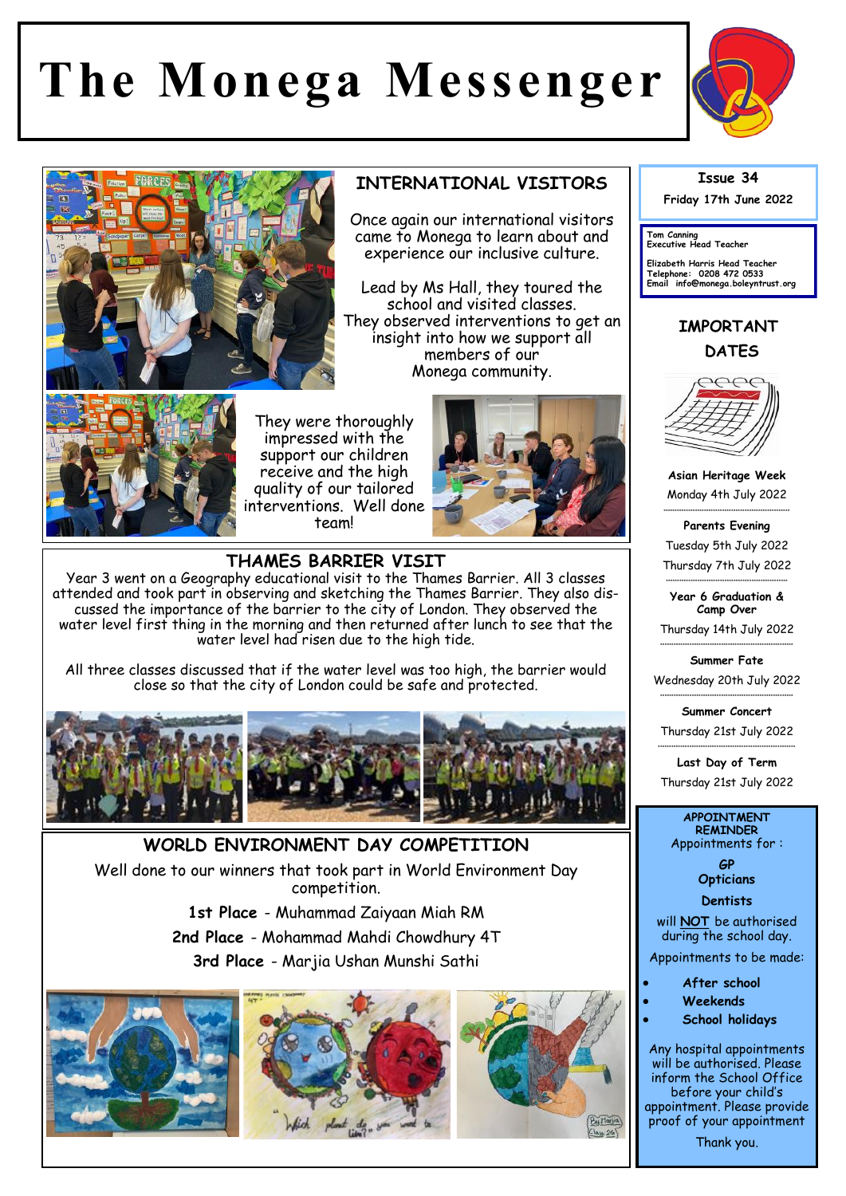# The Monega Messenger

Issue 34

Friday 17th June 2022

Tom Canning
Executive Head Teacher

Elizabeth Harris Head Teacher
Telephone: 0208 472 0533
Email info@monega.boleyntrust.org

## INTERNATIONAL VISITORS

Once again our international visitors came to Monega to learn about and experience our inclusive culture.

Lead by Ms Hall, they toured the school and visited classes. They observed interventions to get an insight into how we support all members of our Monega community.

They were thoroughly impressed with the support our children receive and the high quality of our tailored interventions. Well done team!

## THAMES BARRIER VISIT

Year 3 went on a Geography educational visit to the Thames Barrier. All 3 classes attended and took part in observing and sketching the Thames Barrier. They also discussed the importance of the barrier to the city of London. They observed the water level first thing in the morning and then returned after lunch to see that the water level had risen due to the high tide.

All three classes discussed that if the water level was too high, the barrier would close so that the city of London could be safe and protected.

## WORLD ENVIRONMENT DAY COMPETITION

Well done to our winners that took part in World Environment Day competition.

**1st Place** - Muhammad Zaiyaan Miah RM

**2nd Place** - Mohammad Mahdi Chowdhury 4T

**3rd Place** - Marjia Ushan Munshi Sathi

## IMPORTANT DATES

**Asian Heritage Week**
Monday 4th July 2022

**Parents Evening**
Tuesday 5th July 2022
Thursday 7th July 2022

**Year 6 Graduation & Camp Over**
Thursday 14th July 2022

**Summer Fate**
Wednesday 20th July 2022

**Summer Concert**
Thursday 21st July 2022

**Last Day of Term**
Thursday 21st July 2022

## APPOINTMENT REMINDER

Appointments for :

**GP**
**Opticians**
**Dentists**

will **NOT** be authorised during the school day.

Appointments to be made:

- **After school**
- **Weekends**
- **School holidays**

Any hospital appointments will be authorised. Please inform the School Office before your child's appointment. Please provide proof of your appointment

Thank you.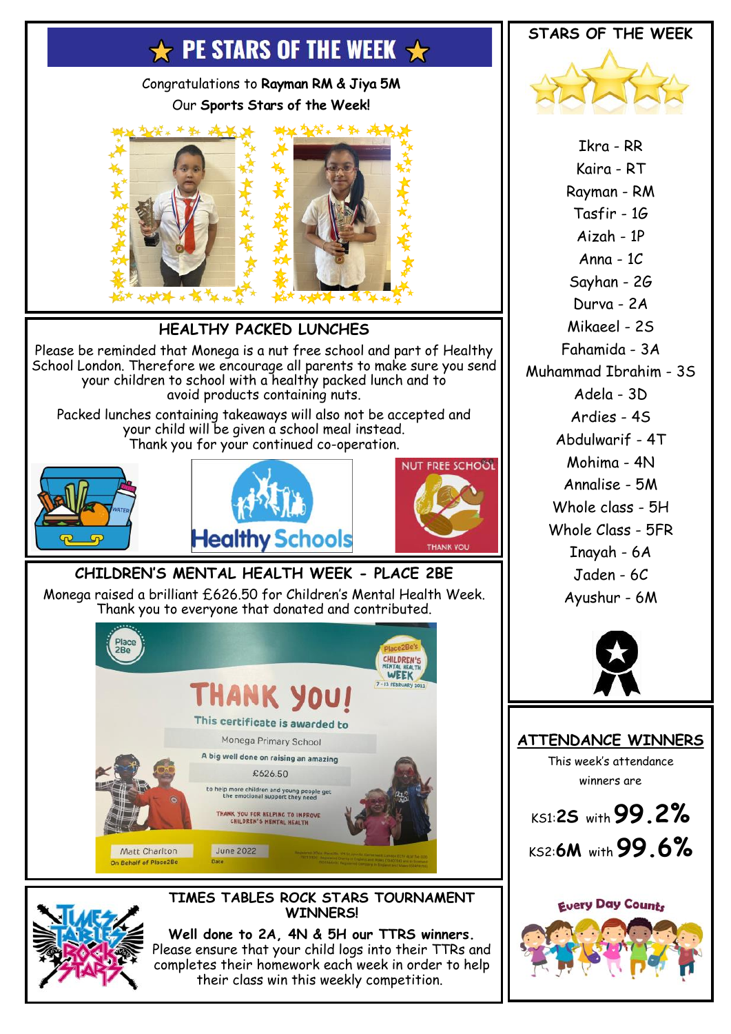## ⭐ PE STARS OF THE WEEK ⭐

Congratulations to **Rayman RM & Jiya 5M**
Our **Sports Stars of the Week!**

## HEALTHY PACKED LUNCHES

Please be reminded that Monega is a nut free school and part of Healthy School London. Therefore we encourage all parents to make sure you send your children to school with a healthy packed lunch and to avoid products containing nuts.

Packed lunches containing takeaways will also not be accepted and your child will be given a school meal instead.
Thank you for your continued co-operation.

## CHILDREN'S MENTAL HEALTH WEEK - PLACE 2BE

Monega raised a brilliant £626.50 for Children's Mental Health Week.
Thank you to everyone that donated and contributed.

## TIMES TABLES ROCK STARS TOURNAMENT WINNERS!

**Well done to 2A, 4N & 5H our TTRS winners.**
Please ensure that your child logs into their TTRs and completes their homework each week in order to help their class win this weekly competition.

## STARS OF THE WEEK

Ikra - RR
Kaira - RT
Rayman - RM
Tasfir - 1G
Aizah - 1P
Anna - 1C
Sayhan - 2G
Durva - 2A
Mikaeel - 2S
Fahamida - 3A
Muhammad Ibrahim - 3S
Adela - 3D
Ardies - 4S
Abdulwarif - 4T
Mohima - 4N
Annalise - 5M
Whole class - 5H
Whole Class - 5FR
Inayah - 6A
Jaden - 6C
Ayushur - 6M

## ATTENDANCE WINNERS

This week's attendance winners are

KS1: **2S** with **99.2%**

KS2: **6M** with **99.6%**

Every Day Counts